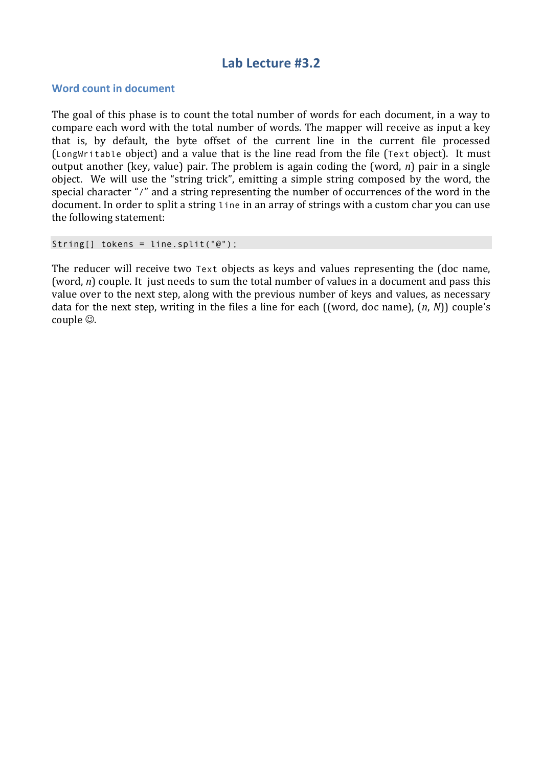# Lab Lecture #3.2

## Word count in document

The goal of this phase is to count the total number of words for each document, in a way to compare each word with the total number of words. The mapper will receive as input a key that is, by default, the byte offset of the current line in the current file processed (`LongWritable` object) and a value that is the line read from the file (`Text` object). It must output another (key, value) pair. The problem is again coding the (word, *n*) pair in a single object. We will use the "string trick", emitting a simple string composed by the word, the special character "`/`" and a string representing the number of occurrences of the word in the document. In order to split a string `line` in an array of strings with a custom char you can use the following statement:

```
String[] tokens = line.split("@");
```

The reducer will receive two `Text` objects as keys and values representing the (doc name, (word, *n*) couple. It just needs to sum the total number of values in a document and pass this value over to the next step, along with the previous number of keys and values, as necessary data for the next step, writing in the files a line for each ((word, doc name), (*n*, *N*)) couple's couple ☺.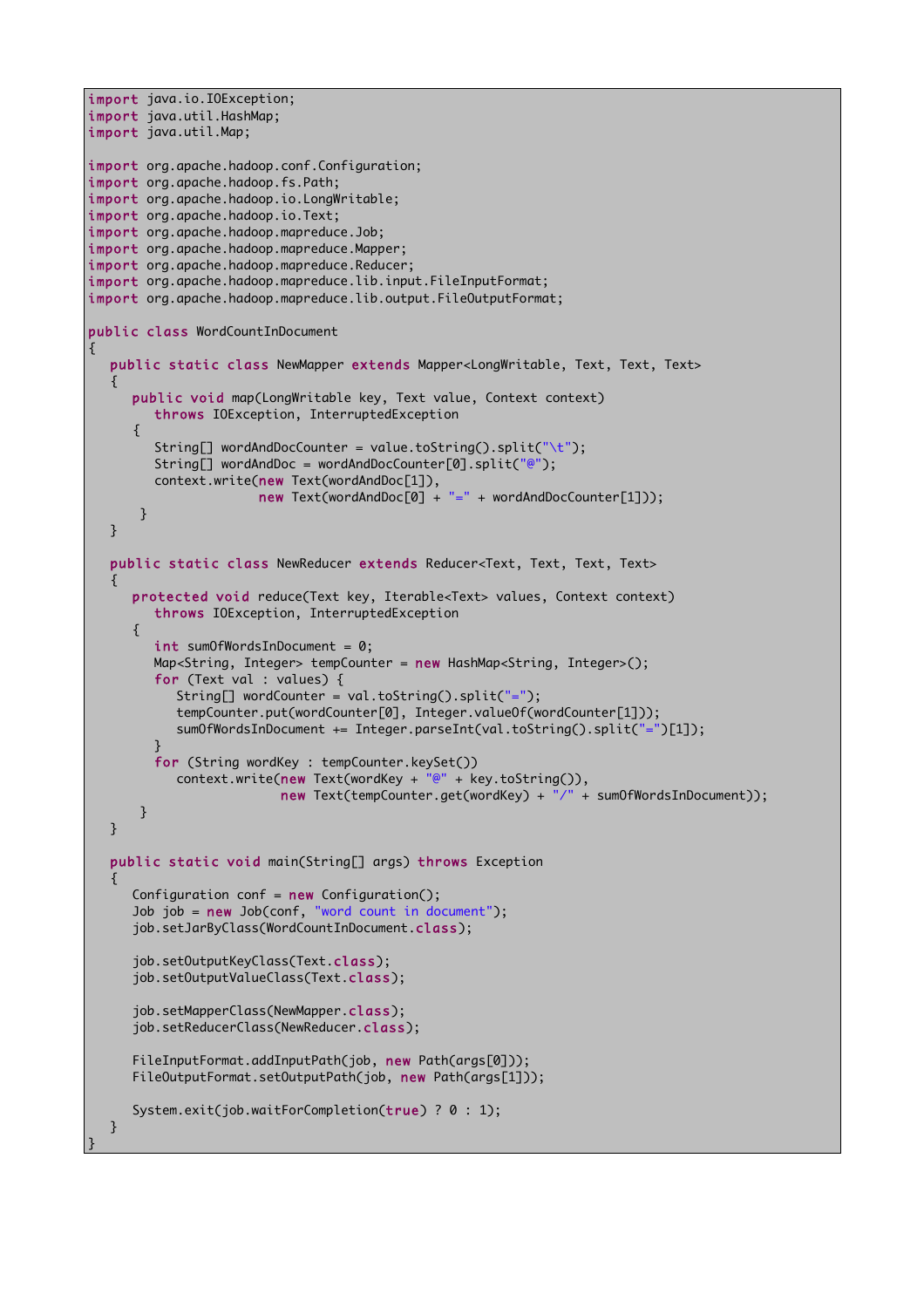```java
import java.io.IOException;
import java.util.HashMap;
import java.util.Map;

import org.apache.hadoop.conf.Configuration;
import org.apache.hadoop.fs.Path;
import org.apache.hadoop.io.LongWritable;
import org.apache.hadoop.io.Text;
import org.apache.hadoop.mapreduce.Job;
import org.apache.hadoop.mapreduce.Mapper;
import org.apache.hadoop.mapreduce.Reducer;
import org.apache.hadoop.mapreduce.lib.input.FileInputFormat;
import org.apache.hadoop.mapreduce.lib.output.FileOutputFormat;

public class WordCountInDocument
{
   public static class NewMapper extends Mapper<LongWritable, Text, Text, Text>
   {
      public void map(LongWritable key, Text value, Context context)
         throws IOException, InterruptedException
      {
         String[] wordAndDocCounter = value.toString().split("\t");
         String[] wordAndDoc = wordAndDocCounter[0].split("@");
         context.write(new Text(wordAndDoc[1]),
                  new Text(wordAndDoc[0] + "=" + wordAndDocCounter[1]));
      }
   }

   public static class NewReducer extends Reducer<Text, Text, Text, Text>
   {
      protected void reduce(Text key, Iterable<Text> values, Context context)
         throws IOException, InterruptedException
      {
         int sumOfWordsInDocument = 0;
         Map<String, Integer> tempCounter = new HashMap<String, Integer>();
         for (Text val : values) {
            String[] wordCounter = val.toString().split("=");
            tempCounter.put(wordCounter[0], Integer.valueOf(wordCounter[1]));
            sumOfWordsInDocument += Integer.parseInt(val.toString().split("=")[1]);
         }
         for (String wordKey : tempCounter.keySet())
            context.write(new Text(wordKey + "@" + key.toString()),
                     new Text(tempCounter.get(wordKey) + "/" + sumOfWordsInDocument));
      }
   }

   public static void main(String[] args) throws Exception
   {
      Configuration conf = new Configuration();
      Job job = new Job(conf, "word count in document");
      job.setJarByClass(WordCountInDocument.class);

      job.setOutputKeyClass(Text.class);
      job.setOutputValueClass(Text.class);

      job.setMapperClass(NewMapper.class);
      job.setReducerClass(NewReducer.class);

      FileInputFormat.addInputPath(job, new Path(args[0]));
      FileOutputFormat.setOutputPath(job, new Path(args[1]));

      System.exit(job.waitForCompletion(true) ? 0 : 1);
   }
}
```